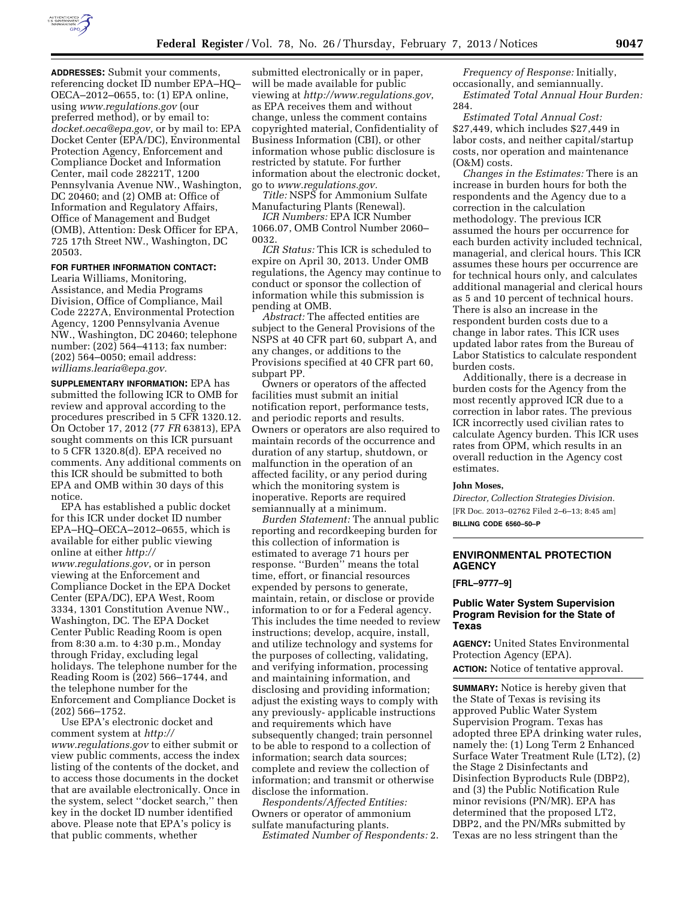**ADDRESSES:** Submit your comments, referencing docket ID number EPA–HQ–OECA–2012–0655, to: (1) EPA online, using *www.regulations.gov* (our preferred method), or by email to: *docket.oeca@epa.gov,* or by mail to: EPA Docket Center (EPA/DC), Environmental Protection Agency, Enforcement and Compliance Docket and Information Center, mail code 28221T, 1200 Pennsylvania Avenue NW., Washington, DC 20460; and (2) OMB at: Office of Information and Regulatory Affairs, Office of Management and Budget (OMB), Attention: Desk Officer for EPA, 725 17th Street NW., Washington, DC 20503.

**FOR FURTHER INFORMATION CONTACT:** Learia Williams, Monitoring, Assistance, and Media Programs Division, Office of Compliance, Mail Code 2227A, Environmental Protection Agency, 1200 Pennsylvania Avenue NW., Washington, DC 20460; telephone number: (202) 564–4113; fax number: (202) 564–0050; email address: *williams.learia@epa.gov.*

**SUPPLEMENTARY INFORMATION:** EPA has submitted the following ICR to OMB for review and approval according to the procedures prescribed in 5 CFR 1320.12. On October 17, 2012 (77 *FR* 63813), EPA sought comments on this ICR pursuant to 5 CFR 1320.8(d). EPA received no comments. Any additional comments on this ICR should be submitted to both EPA and OMB within 30 days of this notice.

EPA has established a public docket for this ICR under docket ID number EPA–HQ–OECA–2012–0655, which is available for either public viewing online at either *http://www.regulations.gov*, or in person viewing at the Enforcement and Compliance Docket in the EPA Docket Center (EPA/DC), EPA West, Room 3334, 1301 Constitution Avenue NW., Washington, DC. The EPA Docket Center Public Reading Room is open from 8:30 a.m. to 4:30 p.m., Monday through Friday, excluding legal holidays. The telephone number for the Reading Room is (202) 566–1744, and the telephone number for the Enforcement and Compliance Docket is (202) 566–1752.

Use EPA's electronic docket and comment system at *http://www.regulations.gov* to either submit or view public comments, access the index listing of the contents of the docket, and to access those documents in the docket that are available electronically. Once in the system, select ''docket search,'' then key in the docket ID number identified above. Please note that EPA's policy is that public comments, whether submitted electronically or in paper, will be made available for public viewing at *http://www.regulations.gov*, as EPA receives them and without change, unless the comment contains copyrighted material, Confidentiality of Business Information (CBI), or other information whose public disclosure is restricted by statute. For further information about the electronic docket, go to *www.regulations.gov.*

*Title:* NSPS for Ammonium Sulfate Manufacturing Plants (Renewal).

*ICR Numbers:* EPA ICR Number 1066.07, OMB Control Number 2060–0032.

*ICR Status:* This ICR is scheduled to expire on April 30, 2013. Under OMB regulations, the Agency may continue to conduct or sponsor the collection of information while this submission is pending at OMB.

*Abstract:* The affected entities are subject to the General Provisions of the NSPS at 40 CFR part 60, subpart A, and any changes, or additions to the Provisions specified at 40 CFR part 60, subpart PP.

Owners or operators of the affected facilities must submit an initial notification report, performance tests, and periodic reports and results. Owners or operators are also required to maintain records of the occurrence and duration of any startup, shutdown, or malfunction in the operation of an affected facility, or any period during which the monitoring system is inoperative. Reports are required semiannually at a minimum.

*Burden Statement:* The annual public reporting and recordkeeping burden for this collection of information is estimated to average 71 hours per response. ''Burden'' means the total time, effort, or financial resources expended by persons to generate, maintain, retain, or disclose or provide information to or for a Federal agency. This includes the time needed to review instructions; develop, acquire, install, and utilize technology and systems for the purposes of collecting, validating, and verifying information, processing and maintaining information, and disclosing and providing information; adjust the existing ways to comply with any previously- applicable instructions and requirements which have subsequently changed; train personnel to be able to respond to a collection of information; search data sources; complete and review the collection of information; and transmit or otherwise disclose the information.

*Respondents/Affected Entities:* Owners or operator of ammonium sulfate manufacturing plants.

*Estimated Number of Respondents:* 2.

*Frequency of Response:* Initially, occasionally, and semiannually.

*Estimated Total Annual Hour Burden:* 284.

*Estimated Total Annual Cost:* $27,449, which includes $27,449 in labor costs, and neither capital/startup costs, nor operation and maintenance (O&M) costs.

*Changes in the Estimates:* There is an increase in burden hours for both the respondents and the Agency due to a correction in the calculation methodology. The previous ICR assumed the hours per occurrence for each burden activity included technical, managerial, and clerical hours. This ICR assumes these hours per occurrence are for technical hours only, and calculates additional managerial and clerical hours as 5 and 10 percent of technical hours. There is also an increase in the respondent burden costs due to a change in labor rates. This ICR uses updated labor rates from the Bureau of Labor Statistics to calculate respondent burden costs.

Additionally, there is a decrease in burden costs for the Agency from the most recently approved ICR due to a correction in labor rates. The previous ICR incorrectly used civilian rates to calculate Agency burden. This ICR uses rates from OPM, which results in an overall reduction in the Agency cost estimates.

**John Moses,**

*Director, Collection Strategies Division.*

[FR Doc. 2013–02762 Filed 2–6–13; 8:45 am]

**BILLING CODE 6560–50–P**

---

## ENVIRONMENTAL PROTECTION AGENCY

**[FRL–9777–9]**

### Public Water System Supervision Program Revision for the State of Texas

**AGENCY:** United States Environmental Protection Agency (EPA).

**ACTION:** Notice of tentative approval.

**SUMMARY:** Notice is hereby given that the State of Texas is revising its approved Public Water System Supervision Program. Texas has adopted three EPA drinking water rules, namely the: (1) Long Term 2 Enhanced Surface Water Treatment Rule (LT2), (2) the Stage 2 Disinfectants and Disinfection Byproducts Rule (DBP2), and (3) the Public Notification Rule minor revisions (PN/MR). EPA has determined that the proposed LT2, DBP2, and the PN/MRs submitted by Texas are no less stringent than the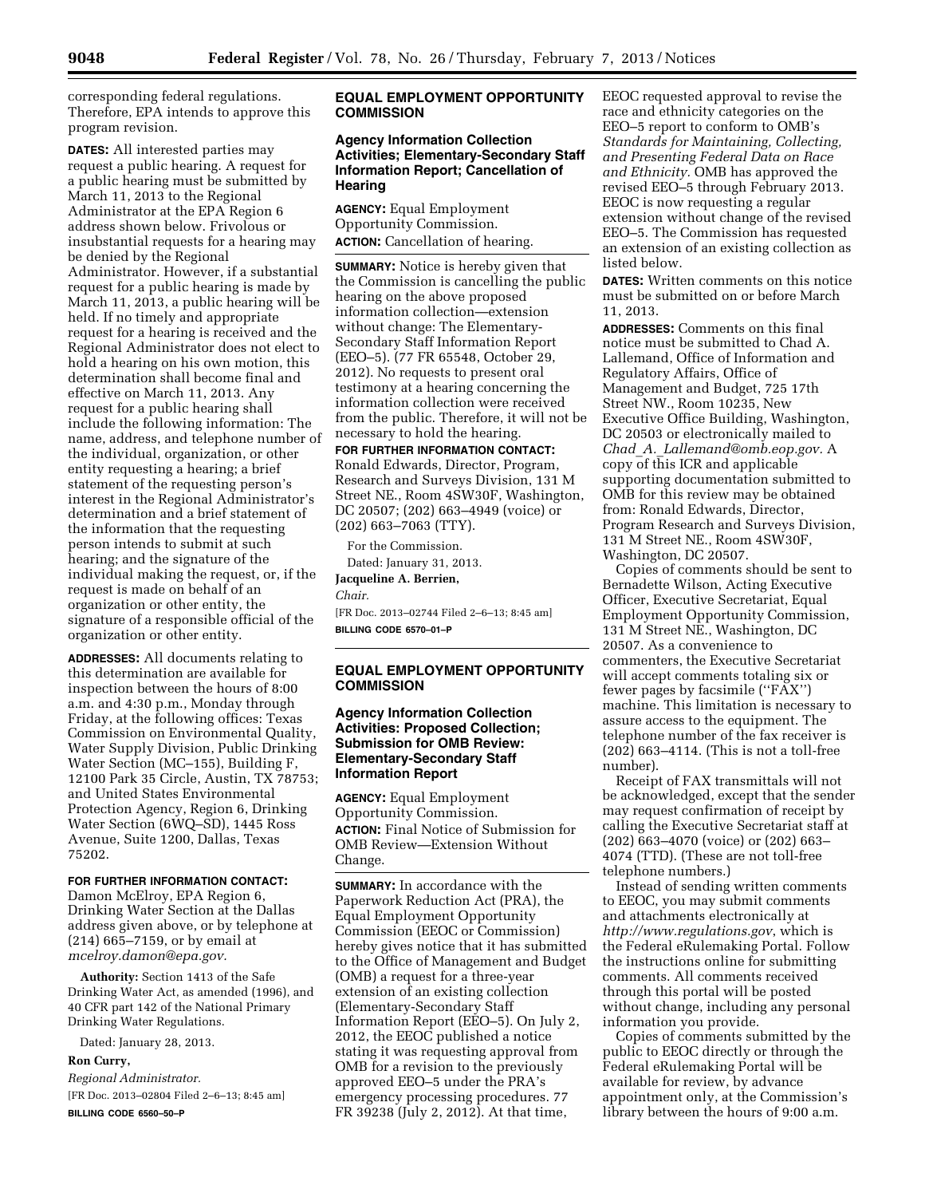corresponding federal regulations. Therefore, EPA intends to approve this program revision.

**DATES:** All interested parties may request a public hearing. A request for a public hearing must be submitted by March 11, 2013 to the Regional Administrator at the EPA Region 6 address shown below. Frivolous or insubstantial requests for a hearing may be denied by the Regional Administrator. However, if a substantial request for a public hearing is made by March 11, 2013, a public hearing will be held. If no timely and appropriate request for a hearing is received and the Regional Administrator does not elect to hold a hearing on his own motion, this determination shall become final and effective on March 11, 2013. Any request for a public hearing shall include the following information: The name, address, and telephone number of the individual, organization, or other entity requesting a hearing; a brief statement of the requesting person's interest in the Regional Administrator's determination and a brief statement of the information that the requesting person intends to submit at such hearing; and the signature of the individual making the request, or, if the request is made on behalf of an organization or other entity, the signature of a responsible official of the organization or other entity.

**ADDRESSES:** All documents relating to this determination are available for inspection between the hours of 8:00 a.m. and 4:30 p.m., Monday through Friday, at the following offices: Texas Commission on Environmental Quality, Water Supply Division, Public Drinking Water Section (MC–155), Building F, 12100 Park 35 Circle, Austin, TX 78753; and United States Environmental Protection Agency, Region 6, Drinking Water Section (6WQ–SD), 1445 Ross Avenue, Suite 1200, Dallas, Texas 75202.

**FOR FURTHER INFORMATION CONTACT:** Damon McElroy, EPA Region 6, Drinking Water Section at the Dallas address given above, or by telephone at (214) 665–7159, or by email at *mcelroy.damon@epa.gov.*

**Authority:** Section 1413 of the Safe Drinking Water Act, as amended (1996), and 40 CFR part 142 of the National Primary Drinking Water Regulations.

Dated: January 28, 2013.

**Ron Curry,**

*Regional Administrator.*

[FR Doc. 2013–02804 Filed 2–6–13; 8:45 am]

**BILLING CODE 6560–50–P**

---

## EQUAL EMPLOYMENT OPPORTUNITY COMMISSION

### Agency Information Collection Activities; Elementary-Secondary Staff Information Report; Cancellation of Hearing

**AGENCY:** Equal Employment Opportunity Commission.

**ACTION:** Cancellation of hearing.

**SUMMARY:** Notice is hereby given that the Commission is cancelling the public hearing on the above proposed information collection—extension without change: The Elementary-Secondary Staff Information Report (EEO–5). (77 FR 65548, October 29, 2012). No requests to present oral testimony at a hearing concerning the information collection were received from the public. Therefore, it will not be necessary to hold the hearing.

**FOR FURTHER INFORMATION CONTACT:** Ronald Edwards, Director, Program, Research and Surveys Division, 131 M Street NE., Room 4SW30F, Washington, DC 20507; (202) 663–4949 (voice) or (202) 663–7063 (TTY).

For the Commission.

Dated: January 31, 2013.

**Jacqueline A. Berrien,**

*Chair.*

[FR Doc. 2013–02744 Filed 2–6–13; 8:45 am]

**BILLING CODE 6570–01–P**

---

## EQUAL EMPLOYMENT OPPORTUNITY COMMISSION

### Agency Information Collection Activities: Proposed Collection; Submission for OMB Review: Elementary-Secondary Staff Information Report

**AGENCY:** Equal Employment Opportunity Commission.

**ACTION:** Final Notice of Submission for OMB Review—Extension Without Change.

**SUMMARY:** In accordance with the Paperwork Reduction Act (PRA), the Equal Employment Opportunity Commission (EEOC or Commission) hereby gives notice that it has submitted to the Office of Management and Budget (OMB) a request for a three-year extension of an existing collection (Elementary-Secondary Staff Information Report (EEO–5). On July 2, 2012, the EEOC published a notice stating it was requesting approval from OMB for a revision to the previously approved EEO–5 under the PRA's emergency processing procedures. 77 FR 39238 (July 2, 2012). At that time, EEOC requested approval to revise the race and ethnicity categories on the EEO–5 report to conform to OMB's *Standards for Maintaining, Collecting, and Presenting Federal Data on Race and Ethnicity.* OMB has approved the revised EEO–5 through February 2013. EEOC is now requesting a regular extension without change of the revised EEO–5. The Commission has requested an extension of an existing collection as listed below.

**DATES:** Written comments on this notice must be submitted on or before March 11, 2013.

**ADDRESSES:** Comments on this final notice must be submitted to Chad A. Lallemand, Office of Information and Regulatory Affairs, Office of Management and Budget, 725 17th Street NW., Room 10235, New Executive Office Building, Washington, DC 20503 or electronically mailed to *Chad_A._Lallemand@omb.eop.gov.* A copy of this ICR and applicable supporting documentation submitted to OMB for this review may be obtained from: Ronald Edwards, Director, Program Research and Surveys Division, 131 M Street NE., Room 4SW30F, Washington, DC 20507.

Copies of comments should be sent to Bernadette Wilson, Acting Executive Officer, Executive Secretariat, Equal Employment Opportunity Commission, 131 M Street NE., Washington, DC 20507. As a convenience to commenters, the Executive Secretariat will accept comments totaling six or fewer pages by facsimile (''FAX'') machine. This limitation is necessary to assure access to the equipment. The telephone number of the fax receiver is (202) 663–4114. (This is not a toll-free number).

Receipt of FAX transmittals will not be acknowledged, except that the sender may request confirmation of receipt by calling the Executive Secretariat staff at (202) 663–4070 (voice) or (202) 663–4074 (TTD). (These are not toll-free telephone numbers.)

Instead of sending written comments to EEOC, you may submit comments and attachments electronically at *http://www.regulations.gov*, which is the Federal eRulemaking Portal. Follow the instructions online for submitting comments. All comments received through this portal will be posted without change, including any personal information you provide.

Copies of comments submitted by the public to EEOC directly or through the Federal eRulemaking Portal will be available for review, by advance appointment only, at the Commission's library between the hours of 9:00 a.m.